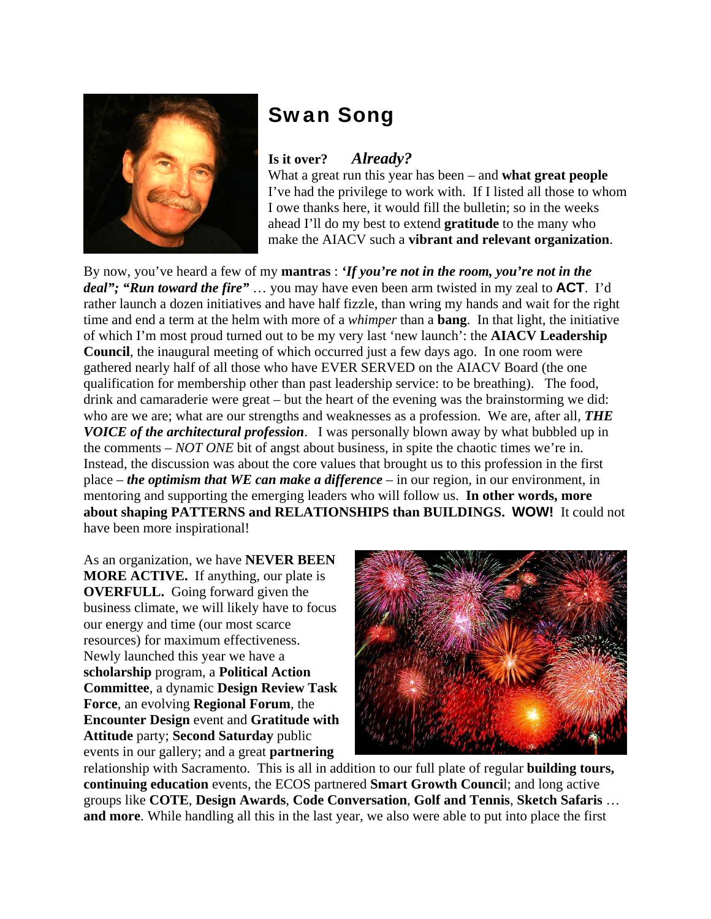# Swan Song

**Is it over?** ***Already?***

What a great run this year has been – and **what great people** I've had the privilege to work with. If I listed all those to whom I owe thanks here, it would fill the bulletin; so in the weeks ahead I'll do my best to extend **gratitude** to the many who make the AIACV such a **vibrant and relevant organization**.

By now, you've heard a few of my **mantras** : ***'If you're not in the room, you're not in the deal"; "Run toward the fire"*** … you may have even been arm twisted in my zeal to **ACT**. I'd rather launch a dozen initiatives and have half fizzle, than wring my hands and wait for the right time and end a term at the helm with more of a *whimper* than a **bang**. In that light, the initiative of which I'm most proud turned out to be my very last 'new launch': the **AIACV Leadership Council**, the inaugural meeting of which occurred just a few days ago. In one room were gathered nearly half of all those who have EVER SERVED on the AIACV Board (the one qualification for membership other than past leadership service: to be breathing). The food, drink and camaraderie were great – but the heart of the evening was the brainstorming we did: who are we are; what are our strengths and weaknesses as a profession. We are, after all, ***THE VOICE of the architectural profession***. I was personally blown away by what bubbled up in the comments – *NOT ONE* bit of angst about business, in spite the chaotic times we're in. Instead, the discussion was about the core values that brought us to this profession in the first place – ***the optimism that WE can make a difference*** – in our region, in our environment, in mentoring and supporting the emerging leaders who will follow us. **In other words, more about shaping PATTERNS and RELATIONSHIPS than BUILDINGS. WOW!** It could not have been more inspirational!

As an organization, we have **NEVER BEEN MORE ACTIVE.** If anything, our plate is **OVERFULL.** Going forward given the business climate, we will likely have to focus our energy and time (our most scarce resources) for maximum effectiveness. Newly launched this year we have a **scholarship** program, a **Political Action Committee**, a dynamic **Design Review Task Force**, an evolving **Regional Forum**, the **Encounter Design** event and **Gratitude with Attitude** party; **Second Saturday** public events in our gallery; and a great **partnering** relationship with Sacramento. This is all in addition to our full plate of regular **building tours, continuing education** events, the ECOS partnered **Smart Growth Council**; and long active groups like **COTE**, **Design Awards**, **Code Conversation**, **Golf and Tennis**, **Sketch Safaris** … **and more**. While handling all this in the last year, we also were able to put into place the first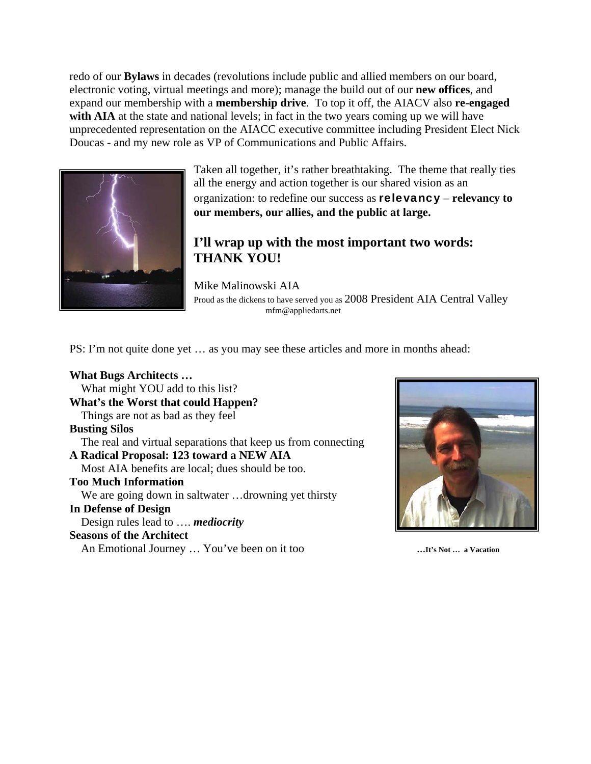redo of our **Bylaws** in decades (revolutions include public and allied members on our board, electronic voting, virtual meetings and more); manage the build out of our **new offices**, and expand our membership with a **membership drive**. To top it off, the AIACV also **re-engaged with AIA** at the state and national levels; in fact in the two years coming up we will have unprecedented representation on the AIACC executive committee including President Elect Nick Doucas - and my new role as VP of Communications and Public Affairs.

Taken all together, it's rather breathtaking. The theme that really ties all the energy and action together is our shared vision as an organization: to redefine our success as **relevancy** – **relevancy to our members, our allies, and the public at large.**

### I'll wrap up with the most important two words: THANK YOU!

Mike Malinowski AIA
Proud as the dickens to have served you as 2008 President AIA Central Valley
mfm@appliedarts.net

PS: I'm not quite done yet … as you may see these articles and more in months ahead:

**What Bugs Architects …**
What might YOU add to this list?
**What's the Worst that could Happen?**
Things are not as bad as they feel
**Busting Silos**
The real and virtual separations that keep us from connecting
**A Radical Proposal: 123 toward a NEW AIA**
Most AIA benefits are local; dues should be too.
**Too Much Information**
We are going down in saltwater …drowning yet thirsty
**In Defense of Design**
Design rules lead to …. ***mediocrity***
**Seasons of the Architect**
An Emotional Journey … You've been on it too

**…It's Not … a Vacation**